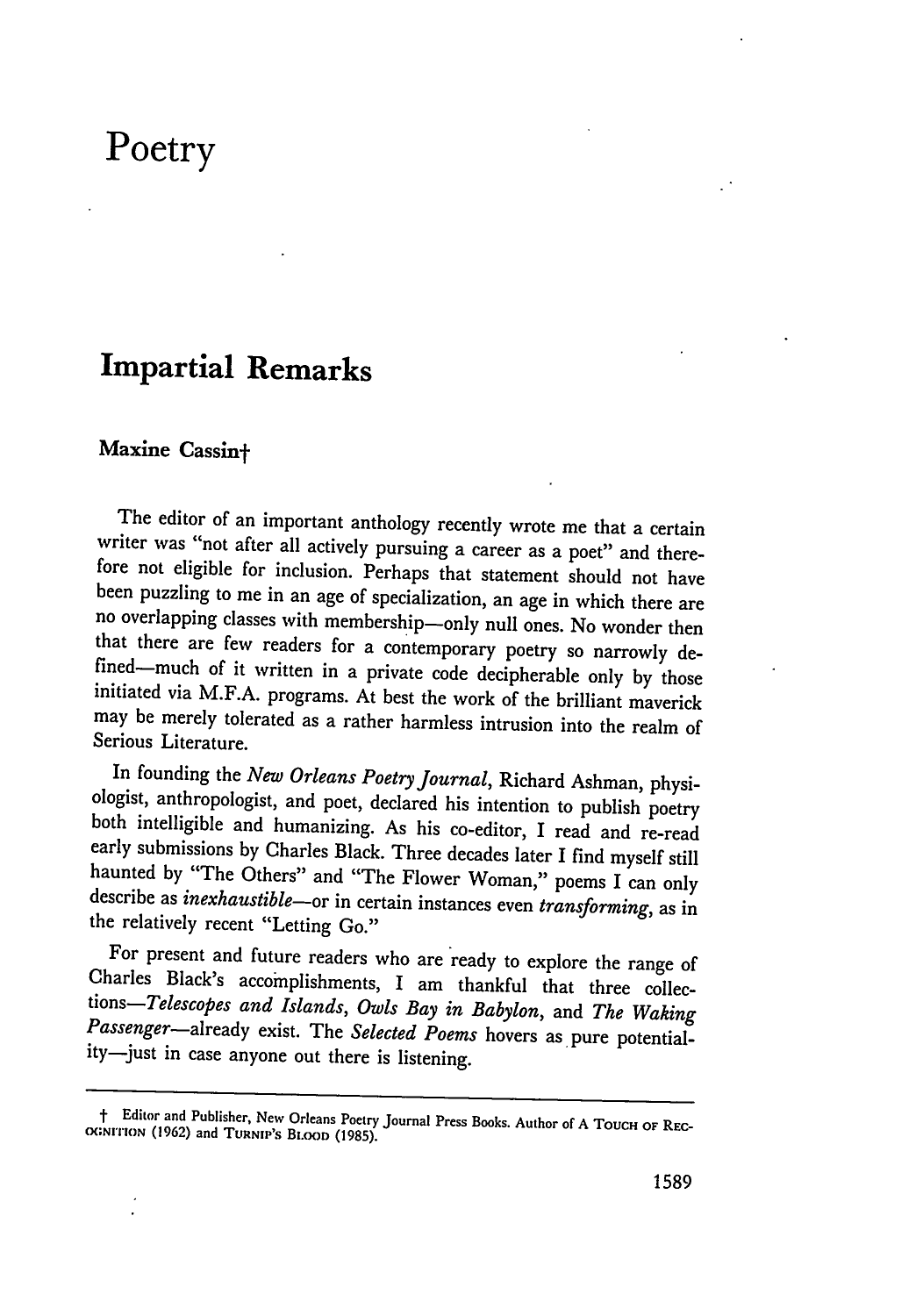# Poetry

## Impartial Remarks

### Maxine Cassin†

The editor of an important anthology recently wrote me that a certain writer was "not after all actively pursuing a career as a poet" and therefore not eligible for inclusion. Perhaps that statement should not have been puzzling to me in an age of specialization, an age in which there are no overlapping classes with membership—only null ones. No wonder then that there are few readers for a contemporary poetry so narrowly defined—much of it written in a private code decipherable only by those initiated via M.F.A. programs. At best the work of the brilliant maverick may be merely tolerated as a rather harmless intrusion into the realm of Serious Literature.

In founding the *New Orleans Poetry Journal*, Richard Ashman, physiologist, anthropologist, and poet, declared his intention to publish poetry both intelligible and humanizing. As his co-editor, I read and re-read early submissions by Charles Black. Three decades later I find myself still haunted by "The Others" and "The Flower Woman," poems I can only describe as *inexhaustible*—or in certain instances even *transforming*, as in the relatively recent "Letting Go."

For present and future readers who are ready to explore the range of Charles Black's accomplishments, I am thankful that three collections—*Telescopes and Islands*, *Owls Bay in Babylon*, and *The Waking Passenger*—already exist. The *Selected Poems* hovers as pure potentiality—just in case anyone out there is listening.

---

† Editor and Publisher, New Orleans Poetry Journal Press Books. Author of A TOUCH OF RECOGNITION (1962) and TURNIP'S BLOOD (1985).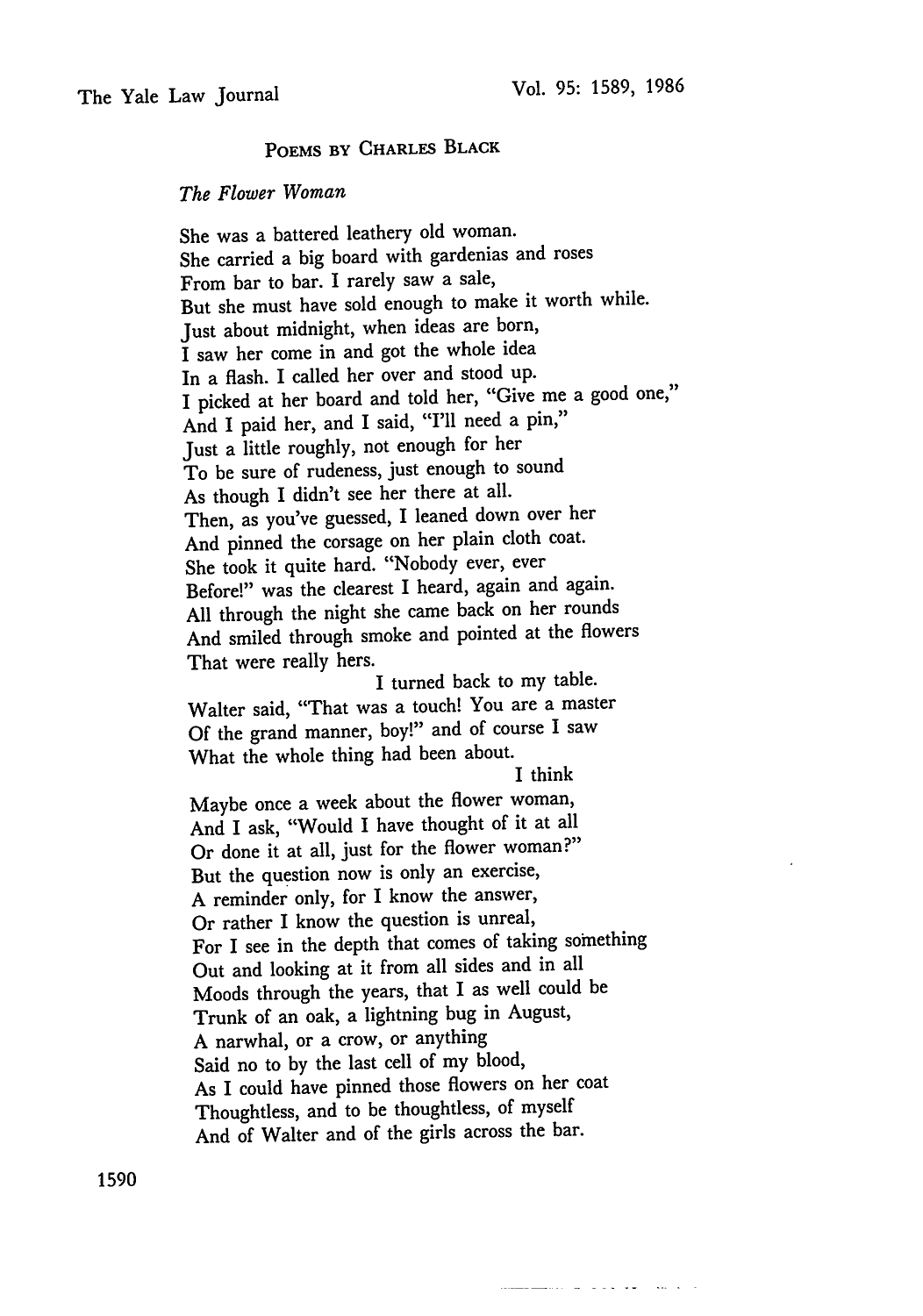POEMS BY CHARLES BLACK

*The Flower Woman*

She was a battered leathery old woman.
She carried a big board with gardenias and roses
From bar to bar. I rarely saw a sale,
But she must have sold enough to make it worth while.
Just about midnight, when ideas are born,
I saw her come in and got the whole idea
In a flash. I called her over and stood up.
I picked at her board and told her, "Give me a good one,"
And I paid her, and I said, "I'll need a pin,"
Just a little roughly, not enough for her
To be sure of rudeness, just enough to sound
As though I didn't see her there at all.
Then, as you've guessed, I leaned down over her
And pinned the corsage on her plain cloth coat.
She took it quite hard. "Nobody ever, ever
Before!" was the clearest I heard, again and again.
All through the night she came back on her rounds
And smiled through smoke and pointed at the flowers
That were really hers.
I turned back to my table.
Walter said, "That was a touch! You are a master
Of the grand manner, boy!" and of course I saw
What the whole thing had been about.
I think
Maybe once a week about the flower woman,
And I ask, "Would I have thought of it at all
Or done it at all, just for the flower woman?"
But the question now is only an exercise,
A reminder only, for I know the answer,
Or rather I know the question is unreal,
For I see in the depth that comes of taking something
Out and looking at it from all sides and in all
Moods through the years, that I as well could be
Trunk of an oak, a lightning bug in August,
A narwhal, or a crow, or anything
Said no to by the last cell of my blood,
As I could have pinned those flowers on her coat
Thoughtless, and to be thoughtless, of myself
And of Walter and of the girls across the bar.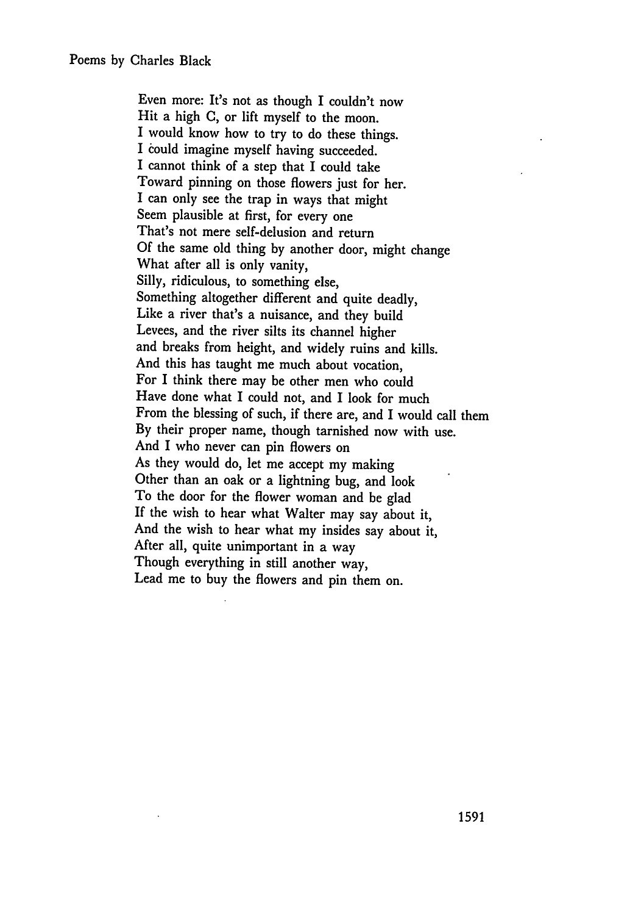Even more: It's not as though I couldn't now
Hit a high C, or lift myself to the moon.
I would know how to try to do these things.
I could imagine myself having succeeded.
I cannot think of a step that I could take
Toward pinning on those flowers just for her.
I can only see the trap in ways that might
Seem plausible at first, for every one
That's not mere self-delusion and return
Of the same old thing by another door, might change
What after all is only vanity,
Silly, ridiculous, to something else,
Something altogether different and quite deadly,
Like a river that's a nuisance, and they build
Levees, and the river silts its channel higher
and breaks from height, and widely ruins and kills.
And this has taught me much about vocation,
For I think there may be other men who could
Have done what I could not, and I look for much
From the blessing of such, if there are, and I would call them
By their proper name, though tarnished now with use.
And I who never can pin flowers on
As they would do, let me accept my making
Other than an oak or a lightning bug, and look
To the door for the flower woman and be glad
If the wish to hear what Walter may say about it,
And the wish to hear what my insides say about it,
After all, quite unimportant in a way
Though everything in still another way,
Lead me to buy the flowers and pin them on.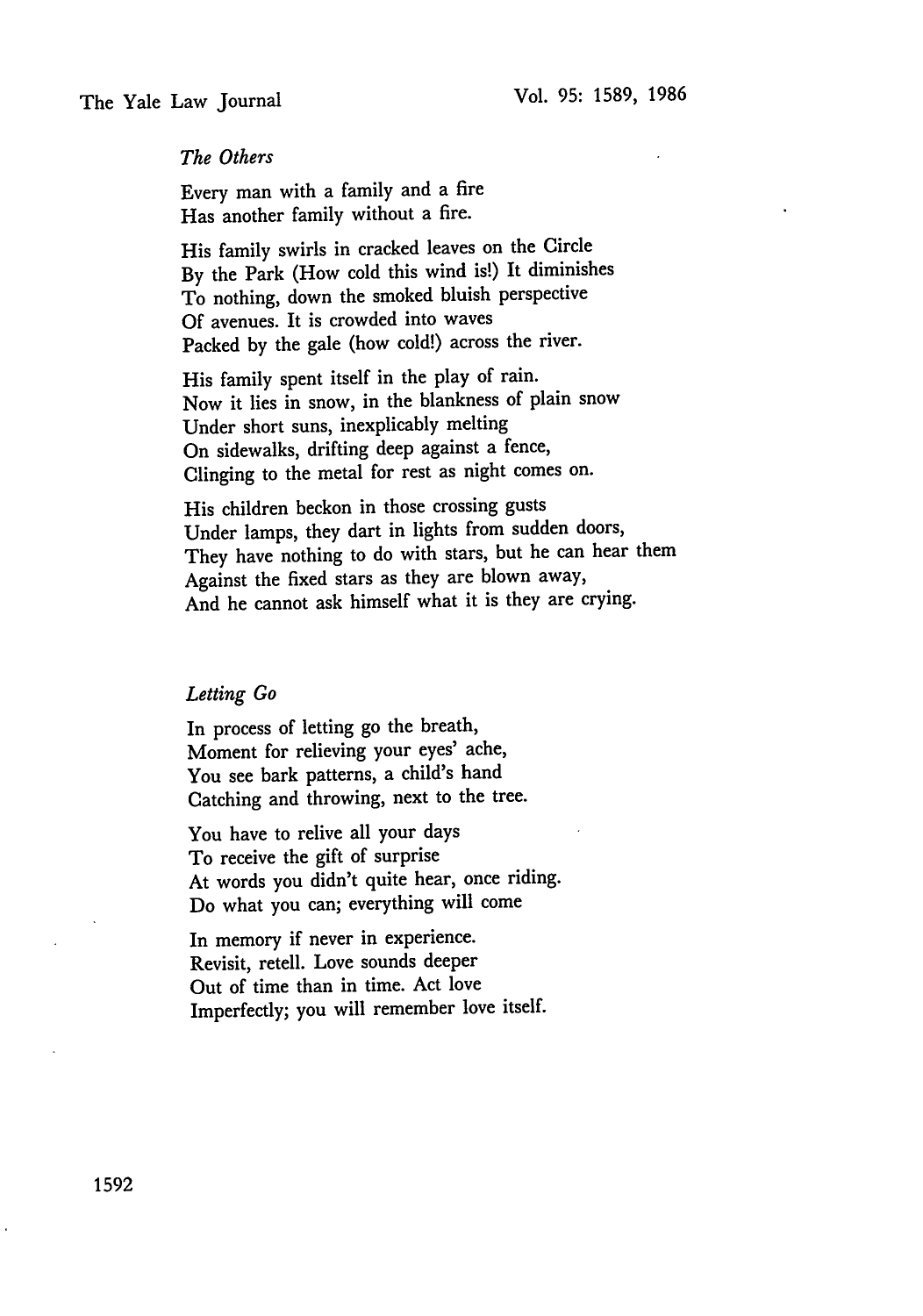*The Others*

Every man with a family and a fire
Has another family without a fire.

His family swirls in cracked leaves on the Circle
By the Park (How cold this wind is!) It diminishes
To nothing, down the smoked bluish perspective
Of avenues. It is crowded into waves
Packed by the gale (how cold!) across the river.

His family spent itself in the play of rain.
Now it lies in snow, in the blankness of plain snow
Under short suns, inexplicably melting
On sidewalks, drifting deep against a fence,
Clinging to the metal for rest as night comes on.

His children beckon in those crossing gusts
Under lamps, they dart in lights from sudden doors,
They have nothing to do with stars, but he can hear them
Against the fixed stars as they are blown away,
And he cannot ask himself what it is they are crying.

*Letting Go*

In process of letting go the breath,
Moment for relieving your eyes' ache,
You see bark patterns, a child's hand
Catching and throwing, next to the tree.

You have to relive all your days
To receive the gift of surprise
At words you didn't quite hear, once riding.
Do what you can; everything will come

In memory if never in experience.
Revisit, retell. Love sounds deeper
Out of time than in time. Act love
Imperfectly; you will remember love itself.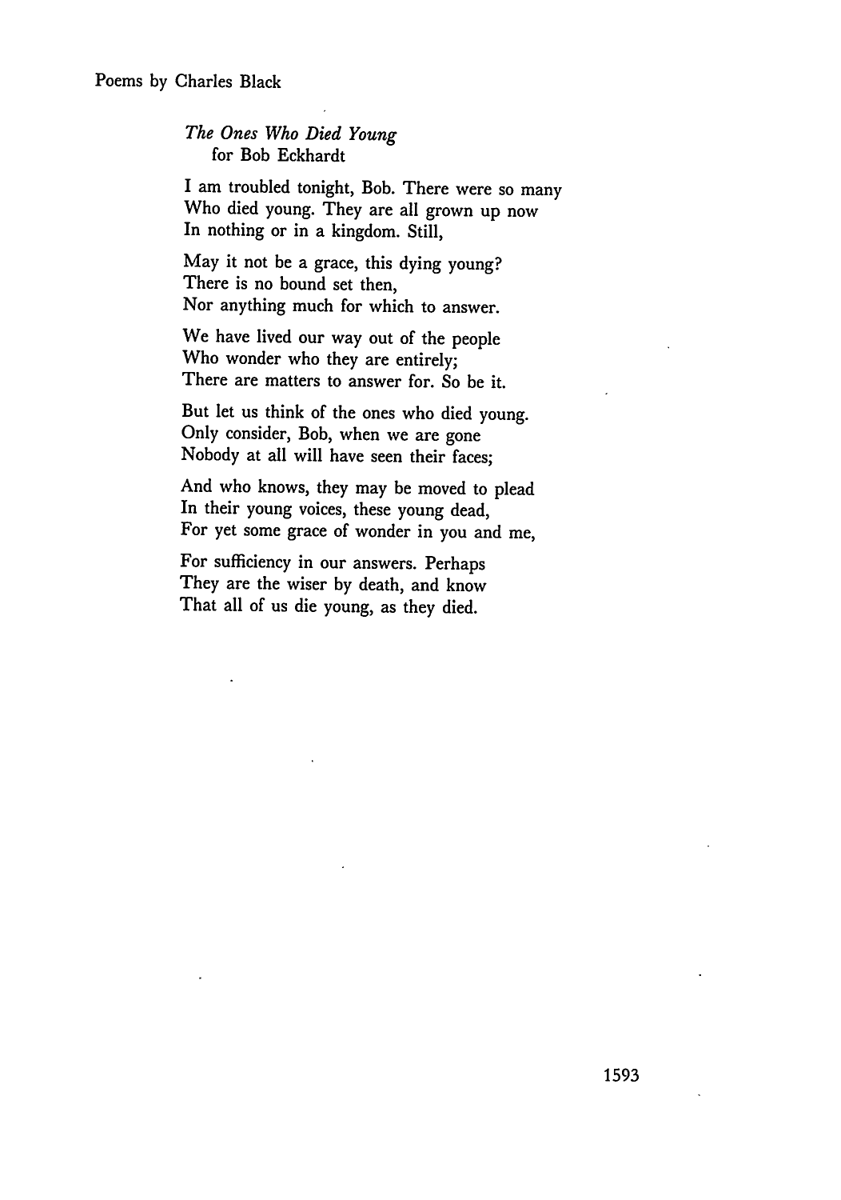Poems by Charles Black

*The Ones Who Died Young*
for Bob Eckhardt

I am troubled tonight, Bob. There were so many
Who died young. They are all grown up now
In nothing or in a kingdom. Still,

May it not be a grace, this dying young?
There is no bound set then,
Nor anything much for which to answer.

We have lived our way out of the people
Who wonder who they are entirely;
There are matters to answer for. So be it.

But let us think of the ones who died young.
Only consider, Bob, when we are gone
Nobody at all will have seen their faces;

And who knows, they may be moved to plead
In their young voices, these young dead,
For yet some grace of wonder in you and me,

For sufficiency in our answers. Perhaps
They are the wiser by death, and know
That all of us die young, as they died.